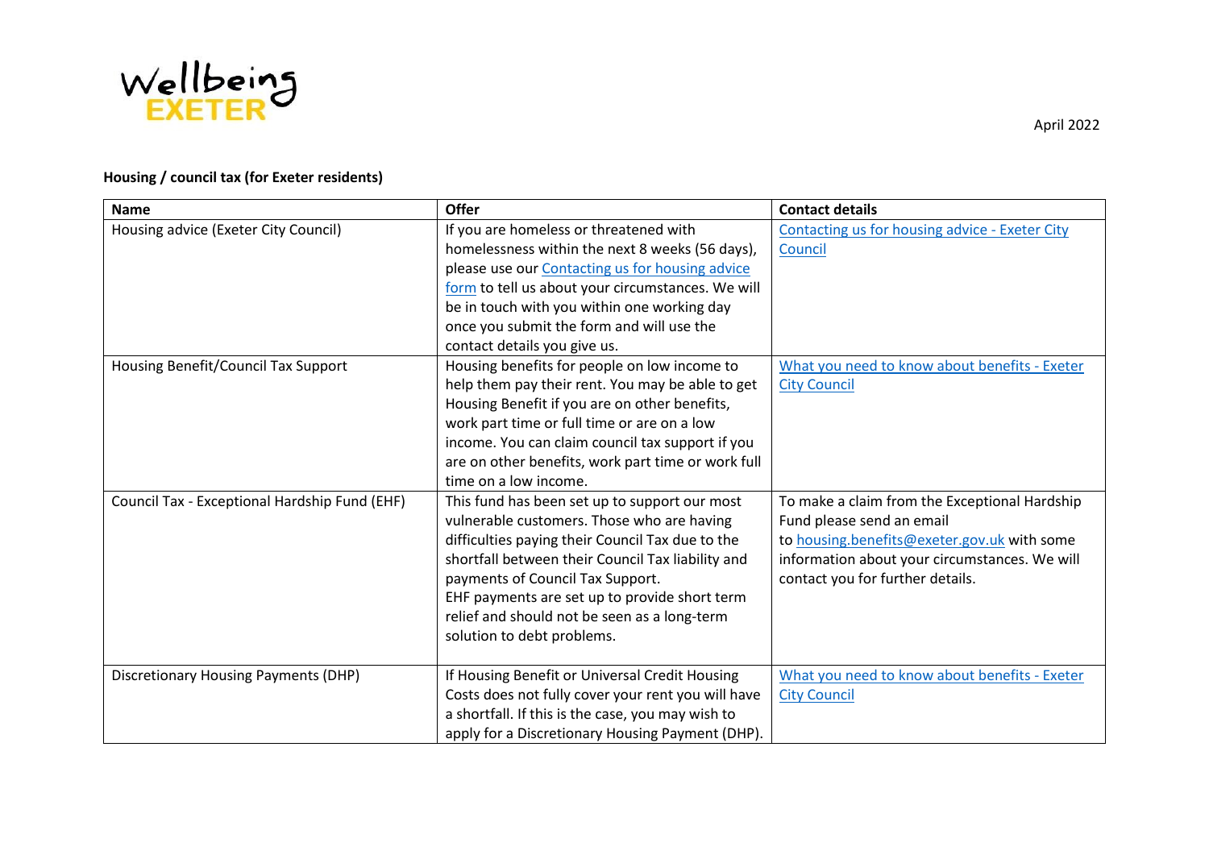Wellbeing EXETER

April 2022

**Housing / council tax (for Exeter residents)**

| Name | Offer | Contact details |
|---|---|---|
| Housing advice (Exeter City Council) | If you are homeless or threatened with homelessness within the next 8 weeks (56 days), please use our Contacting us for housing advice form to tell us about your circumstances. We will be in touch with you within one working day once you submit the form and will use the contact details you give us. | Contacting us for housing advice - Exeter City Council |
| Housing Benefit/Council Tax Support | Housing benefits for people on low income to help them pay their rent. You may be able to get Housing Benefit if you are on other benefits, work part time or full time or are on a low income. You can claim council tax support if you are on other benefits, work part time or work full time on a low income. | What you need to know about benefits - Exeter City Council |
| Council Tax - Exceptional Hardship Fund (EHF) | This fund has been set up to support our most vulnerable customers. Those who are having difficulties paying their Council Tax due to the shortfall between their Council Tax liability and payments of Council Tax Support. EHF payments are set up to provide short term relief and should not be seen as a long-term solution to debt problems. | To make a claim from the Exceptional Hardship Fund please send an email to housing.benefits@exeter.gov.uk with some information about your circumstances. We will contact you for further details. |
| Discretionary Housing Payments (DHP) | If Housing Benefit or Universal Credit Housing Costs does not fully cover your rent you will have a shortfall. If this is the case, you may wish to apply for a Discretionary Housing Payment (DHP). | What you need to know about benefits - Exeter City Council |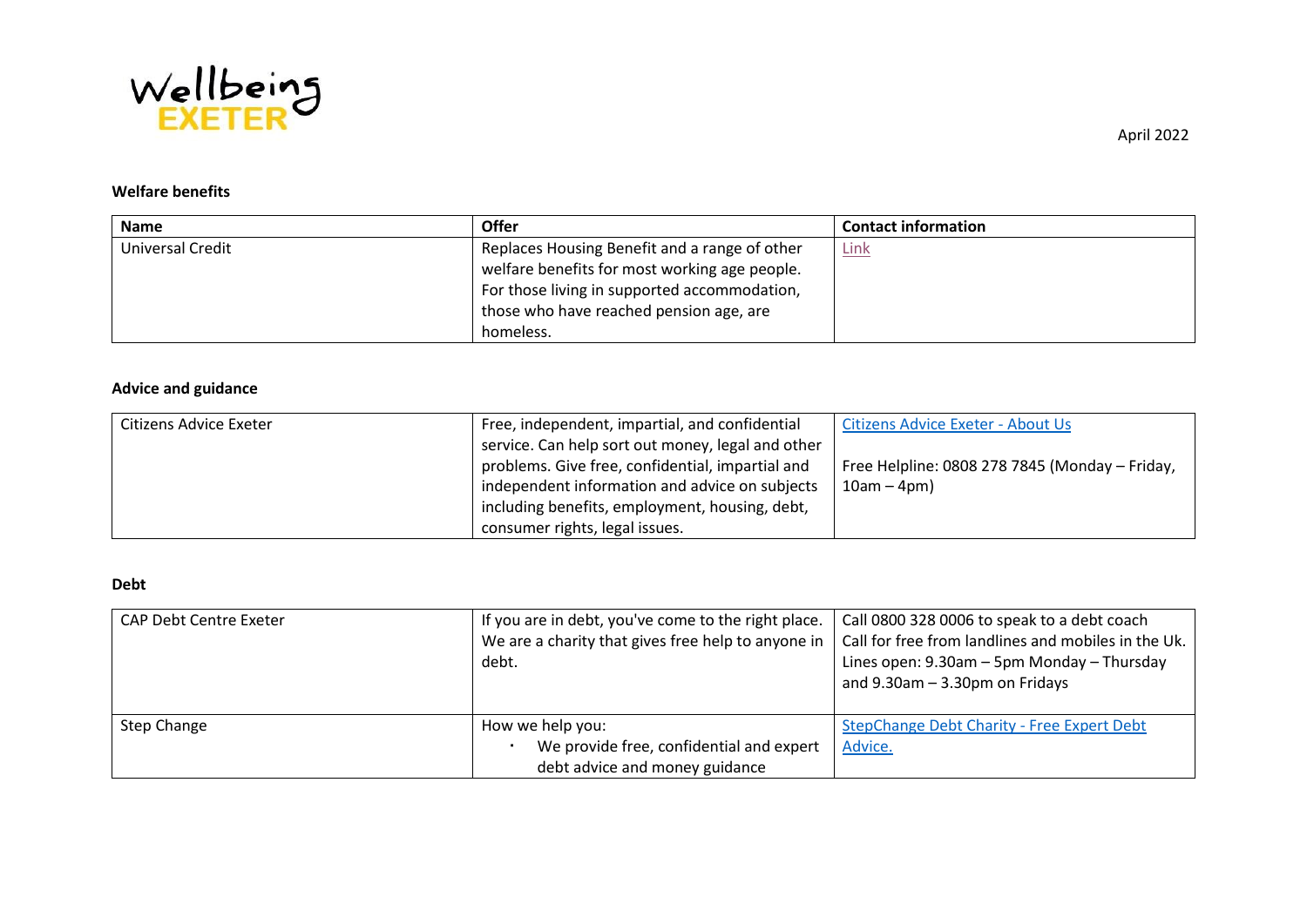Wellbeing EXETER

April 2022

**Welfare benefits**

| Name | Offer | Contact information |
|---|---|---|
| Universal Credit | Replaces Housing Benefit and a range of other welfare benefits for most working age people. For those living in supported accommodation, those who have reached pension age, are homeless. | Link |

**Advice and guidance**

| Name | Offer | Contact information |
|---|---|---|
| Citizens Advice Exeter | Free, independent, impartial, and confidential service. Can help sort out money, legal and other problems. Give free, confidential, impartial and independent information and advice on subjects including benefits, employment, housing, debt, consumer rights, legal issues. | Citizens Advice Exeter - About Us<br><br>Free Helpline: 0808 278 7845 (Monday – Friday, 10am – 4pm) |

**Debt**

| Name | Offer | Contact information |
|---|---|---|
| CAP Debt Centre Exeter | If you are in debt, you've come to the right place. We are a charity that gives free help to anyone in debt. | Call 0800 328 0006 to speak to a debt coach Call for free from landlines and mobiles in the Uk. Lines open: 9.30am – 5pm Monday – Thursday and 9.30am – 3.30pm on Fridays |
| Step Change | How we help you:<br>• We provide free, confidential and expert debt advice and money guidance | StepChange Debt Charity - Free Expert Debt Advice. |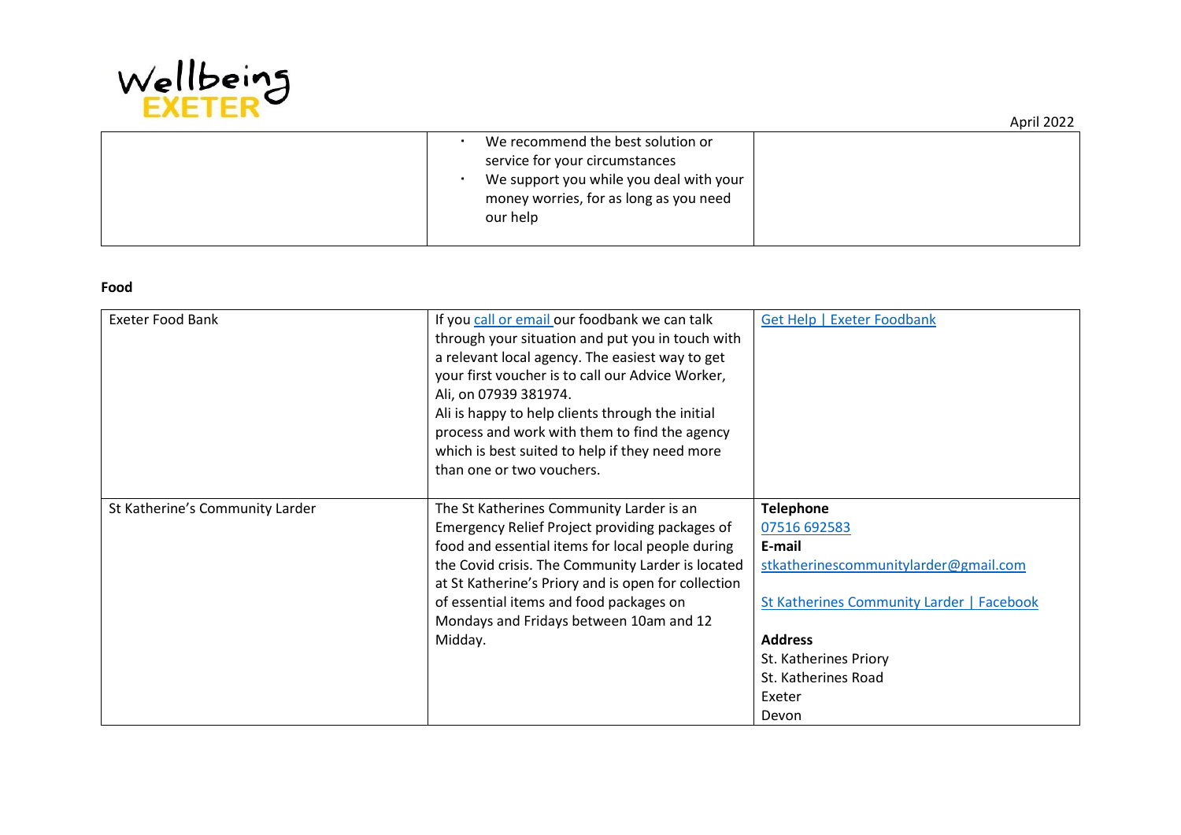| | | |
|---|---|---|
| | • We recommend the best solution or service for your circumstances<br>• We support you while you deal with your money worries, for as long as you need our help | |

**Food**

| | | |
|---|---|---|
| Exeter Food Bank | If you call or email our foodbank we can talk through your situation and put you in touch with a relevant local agency. The easiest way to get your first voucher is to call our Advice Worker, Ali, on 07939 381974.<br>Ali is happy to help clients through the initial process and work with them to find the agency which is best suited to help if they need more than one or two vouchers. | Get Help \| Exeter Foodbank |
| St Katherine's Community Larder | The St Katherines Community Larder is an Emergency Relief Project providing packages of food and essential items for local people during the Covid crisis. The Community Larder is located at St Katherine's Priory and is open for collection of essential items and food packages on Mondays and Fridays between 10am and 12 Midday. | **Telephone**<br>07516 692583<br>**E-mail**<br>stkatherinescommunitylarder@gmail.com<br><br>St Katherines Community Larder \| Facebook<br><br>**Address**<br>St. Katherines Priory<br>St. Katherines Road<br>Exeter<br>Devon |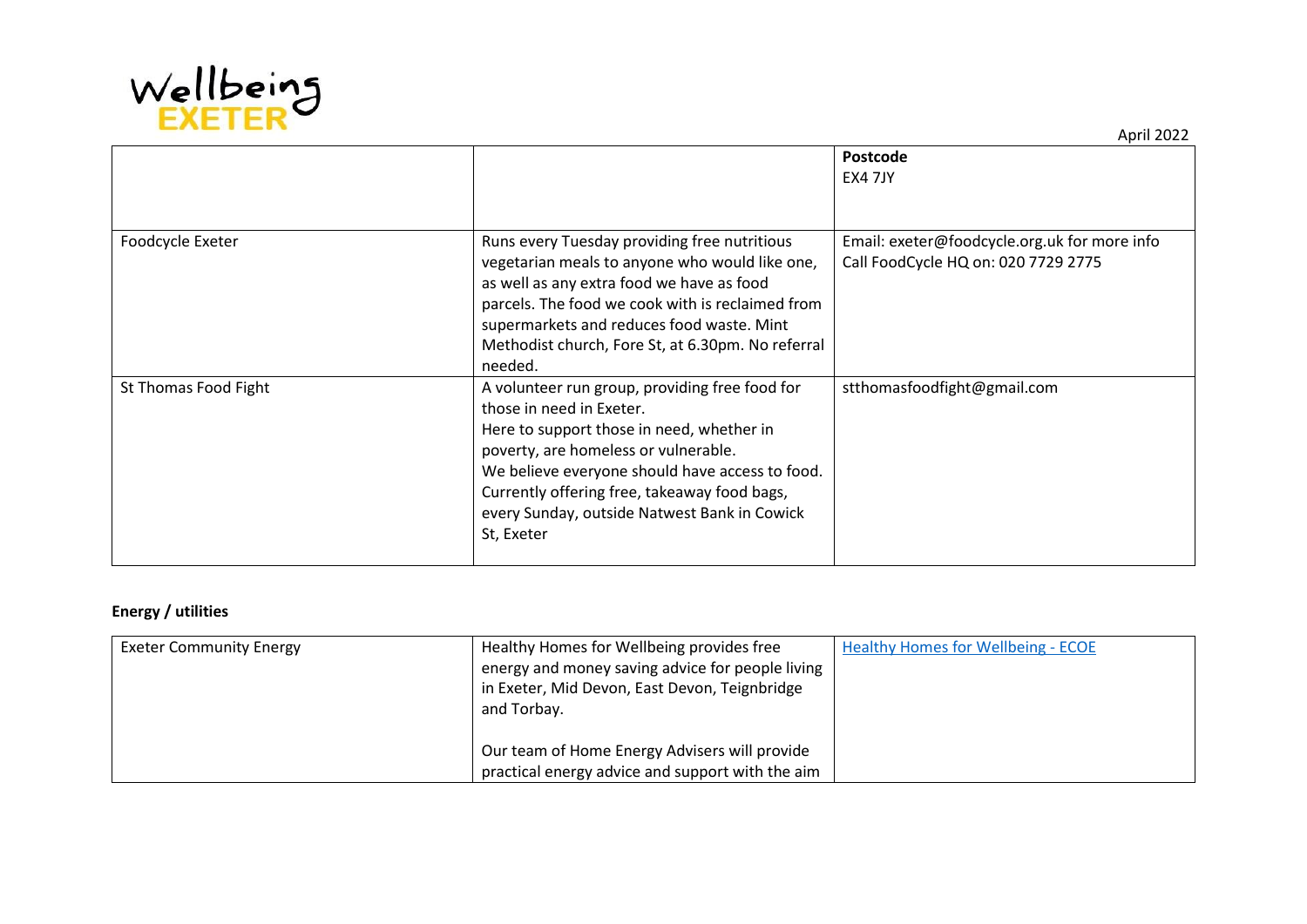| | | **Postcode**<br>EX4 7JY |
|---|---|---|
| Foodcycle Exeter | Runs every Tuesday providing free nutritious vegetarian meals to anyone who would like one, as well as any extra food we have as food parcels. The food we cook with is reclaimed from supermarkets and reduces food waste. Mint Methodist church, Fore St, at 6.30pm. No referral needed. | Email: exeter@foodcycle.org.uk for more info<br>Call FoodCycle HQ on: 020 7729 2775 |
| St Thomas Food Fight | A volunteer run group, providing free food for those in need in Exeter.<br>Here to support those in need, whether in poverty, are homeless or vulnerable.<br>We believe everyone should have access to food.<br>Currently offering free, takeaway food bags, every Sunday, outside Natwest Bank in Cowick St, Exeter | stthomasfoodfight@gmail.com |

**Energy / utilities**

| | | |
|---|---|---|
| Exeter Community Energy | Healthy Homes for Wellbeing provides free energy and money saving advice for people living in Exeter, Mid Devon, East Devon, Teignbridge and Torbay.<br><br>Our team of Home Energy Advisers will provide practical energy advice and support with the aim | Healthy Homes for Wellbeing - ECOE |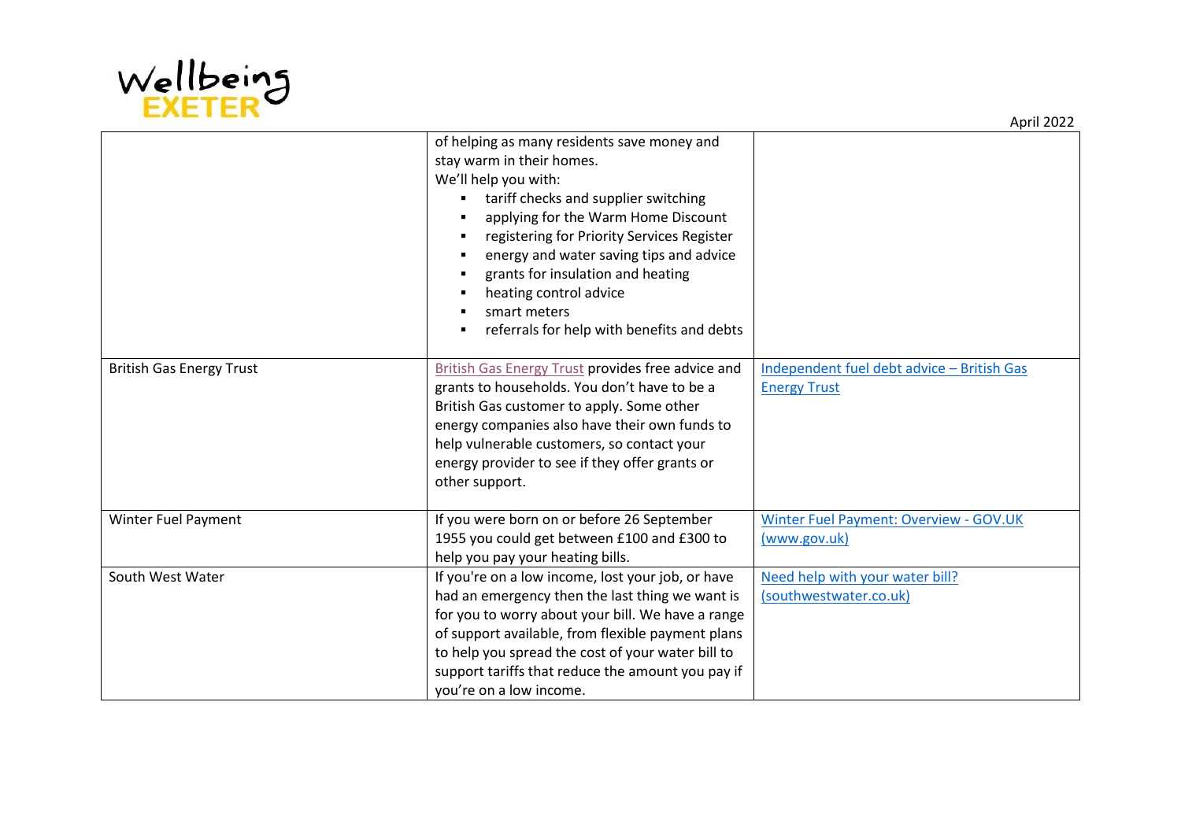| | | |
|---|---|---|
| | of helping as many residents save money and stay warm in their homes.<br>We'll help you with:<br>▪ tariff checks and supplier switching<br>▪ applying for the Warm Home Discount<br>▪ registering for Priority Services Register<br>▪ energy and water saving tips and advice<br>▪ grants for insulation and heating<br>▪ heating control advice<br>▪ smart meters<br>▪ referrals for help with benefits and debts | |
| British Gas Energy Trust | British Gas Energy Trust provides free advice and grants to households. You don't have to be a British Gas customer to apply. Some other energy companies also have their own funds to help vulnerable customers, so contact your energy provider to see if they offer grants or other support. | Independent fuel debt advice – British Gas Energy Trust |
| Winter Fuel Payment | If you were born on or before 26 September 1955 you could get between £100 and £300 to help you pay your heating bills. | Winter Fuel Payment: Overview - GOV.UK (www.gov.uk) |
| South West Water | If you're on a low income, lost your job, or have had an emergency then the last thing we want is for you to worry about your bill. We have a range of support available, from flexible payment plans to help you spread the cost of your water bill to support tariffs that reduce the amount you pay if you're on a low income. | Need help with your water bill? (southwestwater.co.uk) |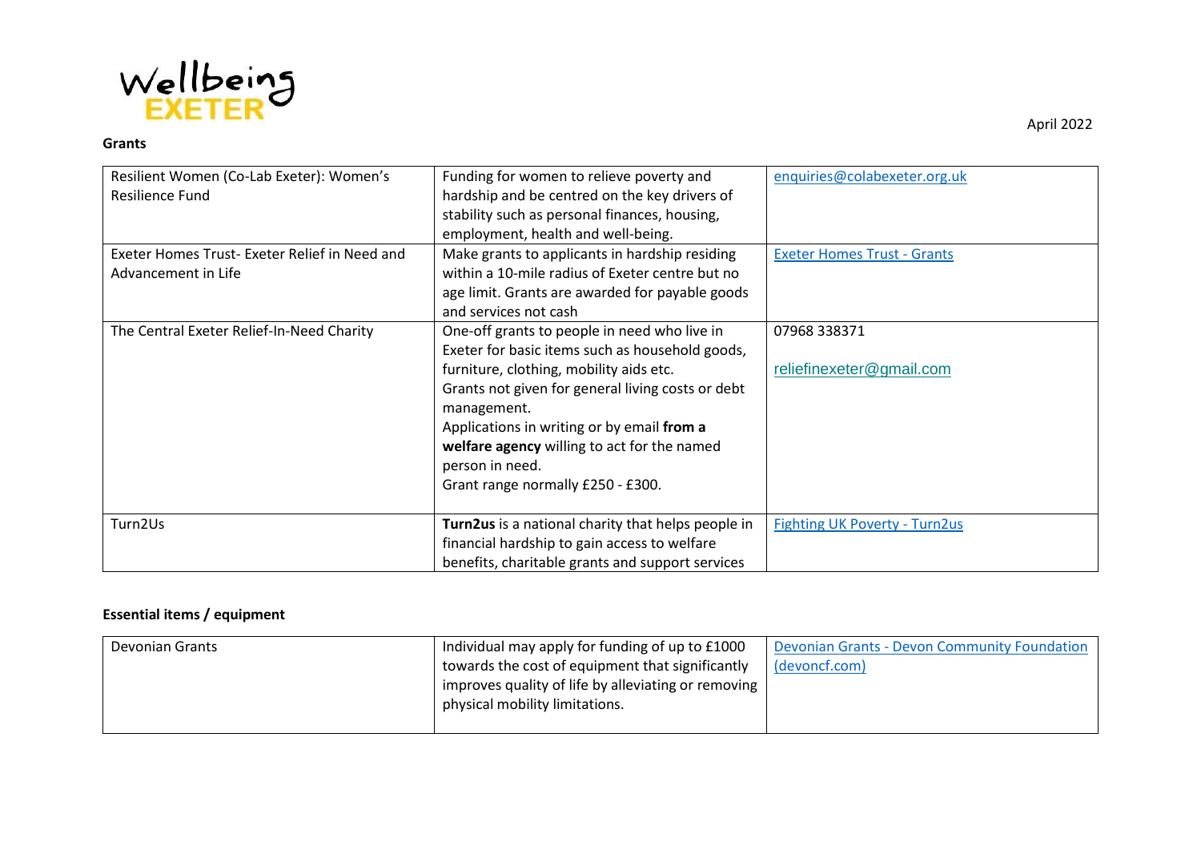Wellbeing EXETER

April 2022

**Grants**

| | | |
|---|---|---|
| Resilient Women (Co-Lab Exeter): Women's Resilience Fund | Funding for women to relieve poverty and hardship and be centred on the key drivers of stability such as personal finances, housing, employment, health and well-being. | enquiries@colabexeter.org.uk |
| Exeter Homes Trust- Exeter Relief in Need and Advancement in Life | Make grants to applicants in hardship residing within a 10-mile radius of Exeter centre but no age limit. Grants are awarded for payable goods and services not cash | Exeter Homes Trust - Grants |
| The Central Exeter Relief-In-Need Charity | One-off grants to people in need who live in Exeter for basic items such as household goods, furniture, clothing, mobility aids etc. Grants not given for general living costs or debt management. Applications in writing or by email **from a welfare agency** willing to act for the named person in need. Grant range normally £250 - £300. | 07968 338371<br>reliefinexeter@gmail.com |
| Turn2Us | **Turn2us** is a national charity that helps people in financial hardship to gain access to welfare benefits, charitable grants and support services | Fighting UK Poverty - Turn2us |

**Essential items / equipment**

| | | |
|---|---|---|
| Devonian Grants | Individual may apply for funding of up to £1000 towards the cost of equipment that significantly improves quality of life by alleviating or removing physical mobility limitations. | Devonian Grants - Devon Community Foundation (devoncf.com) |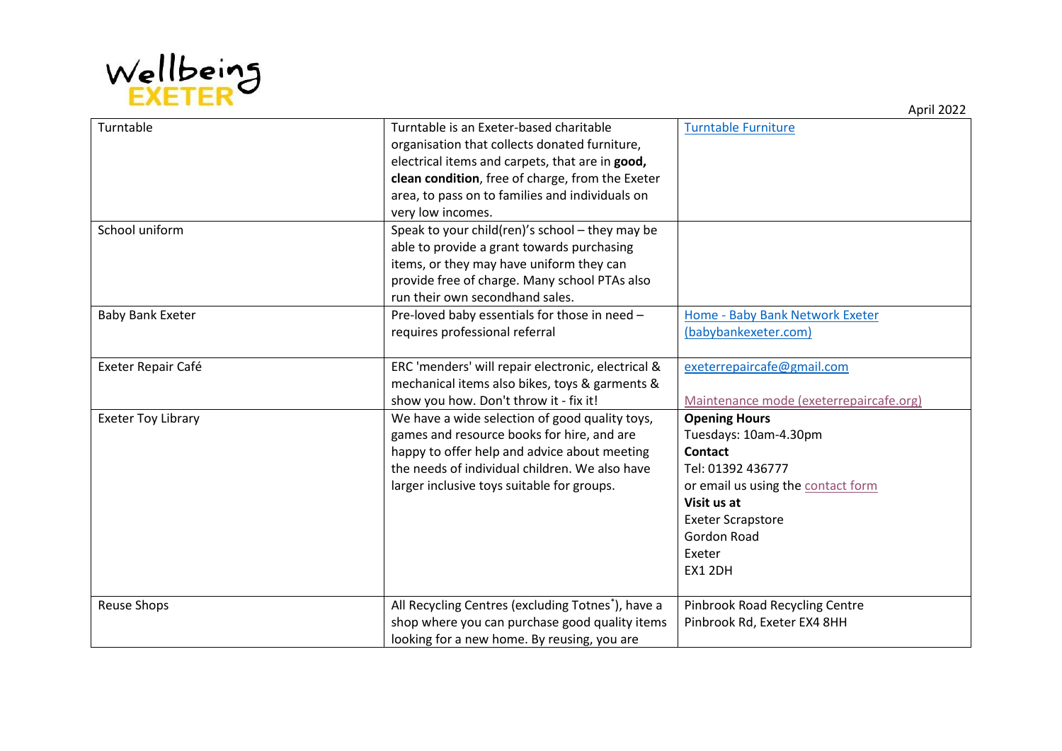| Turntable | Turntable is an Exeter-based charitable organisation that collects donated furniture, electrical items and carpets, that are in **good, clean condition**, free of charge, from the Exeter area, to pass on to families and individuals on very low incomes. | Turntable Furniture |
|---|---|---|
| School uniform | Speak to your child(ren)'s school – they may be able to provide a grant towards purchasing items, or they may have uniform they can provide free of charge. Many school PTAs also run their own secondhand sales. | |
| Baby Bank Exeter | Pre-loved baby essentials for those in need – requires professional referral | Home - Baby Bank Network Exeter (babybankexeter.com) |
| Exeter Repair Café | ERC 'menders' will repair electronic, electrical & mechanical items also bikes, toys & garments & show you how. Don't throw it - fix it! | exeterrepaircafe@gmail.com<br><br>Maintenance mode (exeterrepaircafe.org) |
| Exeter Toy Library | We have a wide selection of good quality toys, games and resource books for hire, and are happy to offer help and advice about meeting the needs of individual children. We also have larger inclusive toys suitable for groups. | **Opening Hours**<br>Tuesdays: 10am-4.30pm<br>**Contact**<br>Tel: 01392 436777<br>or email us using the contact form<br>**Visit us at**<br>Exeter Scrapstore<br>Gordon Road<br>Exeter<br>EX1 2DH |
| Reuse Shops | All Recycling Centres (excluding Totnes*), have a shop where you can purchase good quality items looking for a new home. By reusing, you are | Pinbrook Road Recycling Centre<br>Pinbrook Rd, Exeter EX4 8HH |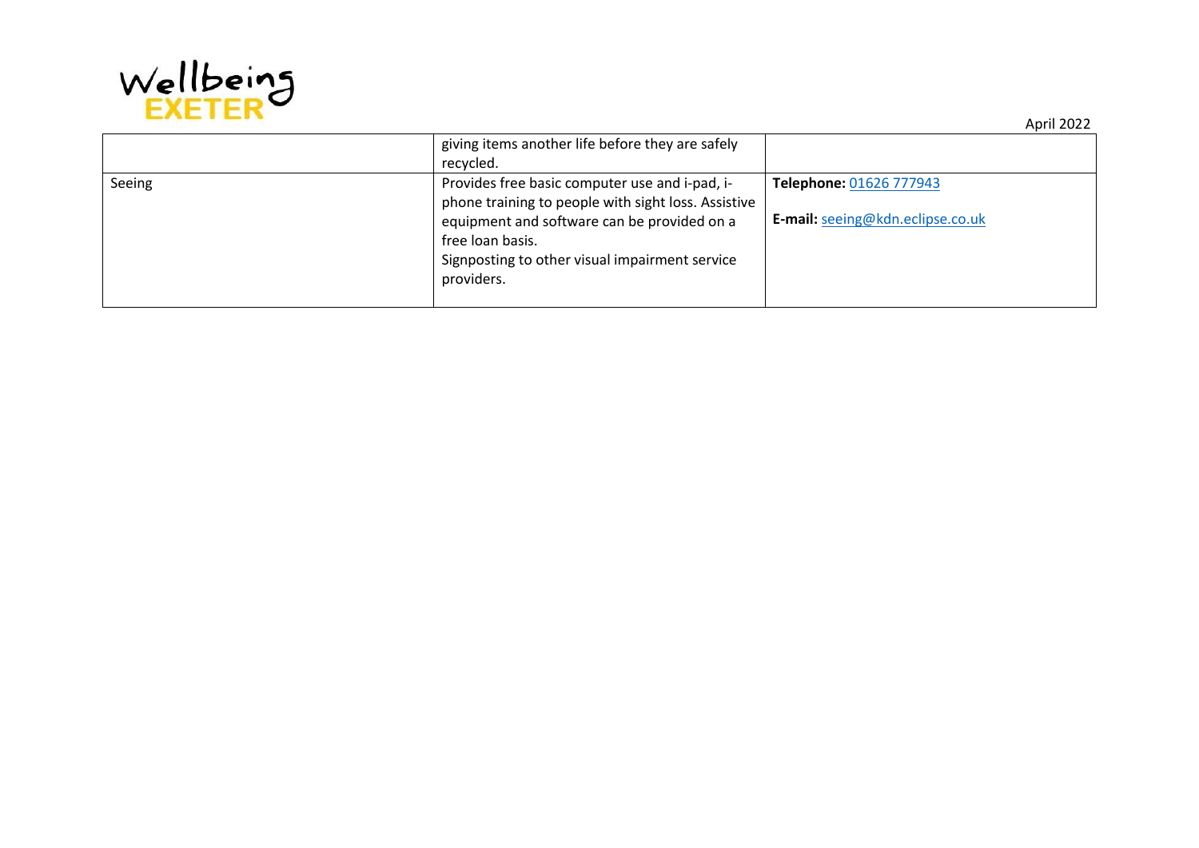| | | |
|---|---|---|
| | giving items another life before they are safely recycled. | |
| Seeing | Provides free basic computer use and i-pad, i-phone training to people with sight loss. Assistive equipment and software can be provided on a free loan basis.<br>Signposting to other visual impairment service providers. | **Telephone:** 01626 777943<br><br>**E-mail:** seeing@kdn.eclipse.co.uk |